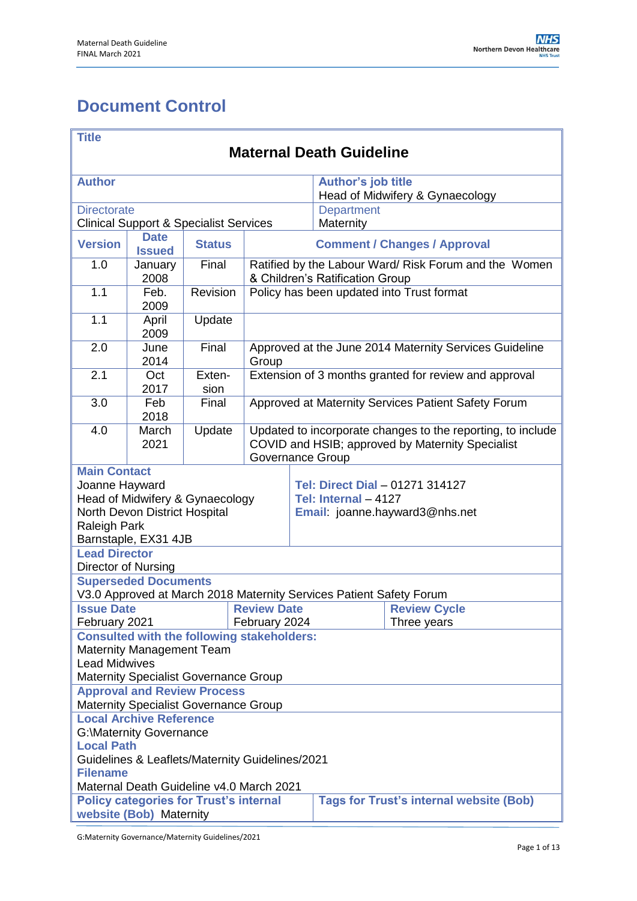# Document Control

| **Title** | | | |
|---|---|---|---|
| **Maternal Death Guideline** | | | |
| **Author** | | | **Author's job title**<br>Head of Midwifery & Gynaecology |
| **Directorate**<br>Clinical Support & Specialist Services | | | **Department**<br>Maternity |
| **Version** | **Date Issued** | **Status** | **Comment / Changes / Approval** |
| 1.0 | January 2008 | Final | Ratified by the Labour Ward/ Risk Forum and the Women & Children's Ratification Group |
| 1.1 | Feb. 2009 | Revision | Policy has been updated into Trust format |
| 1.1 | April 2009 | Update | |
| 2.0 | June 2014 | Final | Approved at the June 2014 Maternity Services Guideline Group |
| 2.1 | Oct 2017 | Extension | Extension of 3 months granted for review and approval |
| 3.0 | Feb 2018 | Final | Approved at Maternity Services Patient Safety Forum |
| 4.0 | March 2021 | Update | Updated to incorporate changes to the reporting, to include COVID and HSIB; approved by Maternity Specialist Governance Group |

| **Main Contact** | |
|---|---|
| Joanne Hayward<br>Head of Midwifery & Gynaecology<br>North Devon District Hospital<br>Raleigh Park<br>Barnstaple, EX31 4JB | **Tel: Direct Dial** – 01271 314127<br>**Tel: Internal** – 4127<br>**Email**: joanne.hayward3@nhs.net |

| **Lead Director** | | |
|---|---|---|
| Director of Nursing | | |
| **Superseded Documents** | | |
| V3.0 Approved at March 2018 Maternity Services Patient Safety Forum | | |
| **Issue Date**<br>February 2021 | **Review Date**<br>February 2024 | **Review Cycle**<br>Three years |
| **Consulted with the following stakeholders:**<br>Maternity Management Team<br>Lead Midwives<br>Maternity Specialist Governance Group | | |
| **Approval and Review Process**<br>Maternity Specialist Governance Group | | |
| **Local Archive Reference**<br>G:\Maternity Governance<br>**Local Path**<br>Guidelines & Leaflets/Maternity Guidelines/2021<br>**Filename**<br>Maternal Death Guideline v4.0 March 2021 | | |
| **Policy categories for Trust's internal website (Bob)** Maternity | | **Tags for Trust's internal website (Bob)** |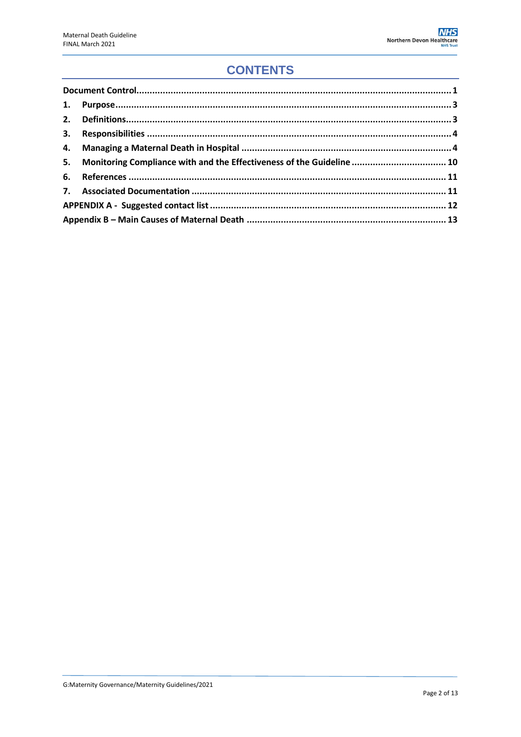# CONTENTS

**Document Control** ..... 1

1. **Purpose** ..... 3
2. **Definitions** ..... 3
3. **Responsibilities** ..... 4
4. **Managing a Maternal Death in Hospital** ..... 4
5. **Monitoring Compliance with and the Effectiveness of the Guideline** ..... 10
6. **References** ..... 11
7. **Associated Documentation** ..... 11

**APPENDIX A - Suggested contact list** ..... 12

**Appendix B – Main Causes of Maternal Death** ..... 13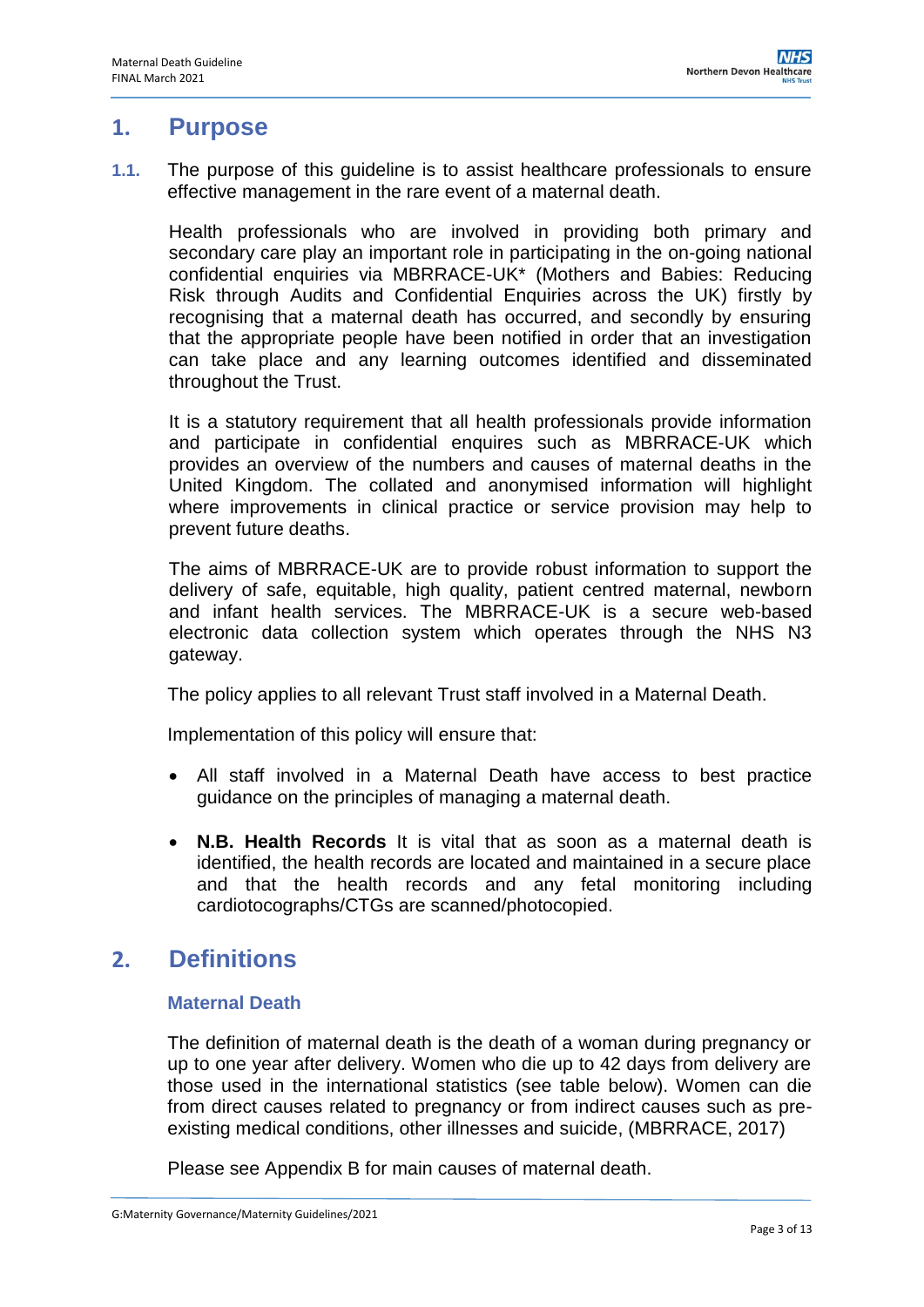## 1. Purpose

**1.1.** The purpose of this guideline is to assist healthcare professionals to ensure effective management in the rare event of a maternal death.

Health professionals who are involved in providing both primary and secondary care play an important role in participating in the on-going national confidential enquiries via MBRRACE-UK* (Mothers and Babies: Reducing Risk through Audits and Confidential Enquiries across the UK) firstly by recognising that a maternal death has occurred, and secondly by ensuring that the appropriate people have been notified in order that an investigation can take place and any learning outcomes identified and disseminated throughout the Trust.

It is a statutory requirement that all health professionals provide information and participate in confidential enquires such as MBRRACE-UK which provides an overview of the numbers and causes of maternal deaths in the United Kingdom. The collated and anonymised information will highlight where improvements in clinical practice or service provision may help to prevent future deaths.

The aims of MBRRACE-UK are to provide robust information to support the delivery of safe, equitable, high quality, patient centred maternal, newborn and infant health services. The MBRRACE-UK is a secure web-based electronic data collection system which operates through the NHS N3 gateway.

The policy applies to all relevant Trust staff involved in a Maternal Death.

Implementation of this policy will ensure that:

- All staff involved in a Maternal Death have access to best practice guidance on the principles of managing a maternal death.
- **N.B. Health Records** It is vital that as soon as a maternal death is identified, the health records are located and maintained in a secure place and that the health records and any fetal monitoring including cardiotocographs/CTGs are scanned/photocopied.

## 2. Definitions

### Maternal Death

The definition of maternal death is the death of a woman during pregnancy or up to one year after delivery. Women who die up to 42 days from delivery are those used in the international statistics (see table below). Women can die from direct causes related to pregnancy or from indirect causes such as pre-existing medical conditions, other illnesses and suicide, (MBRRACE, 2017)

Please see Appendix B for main causes of maternal death.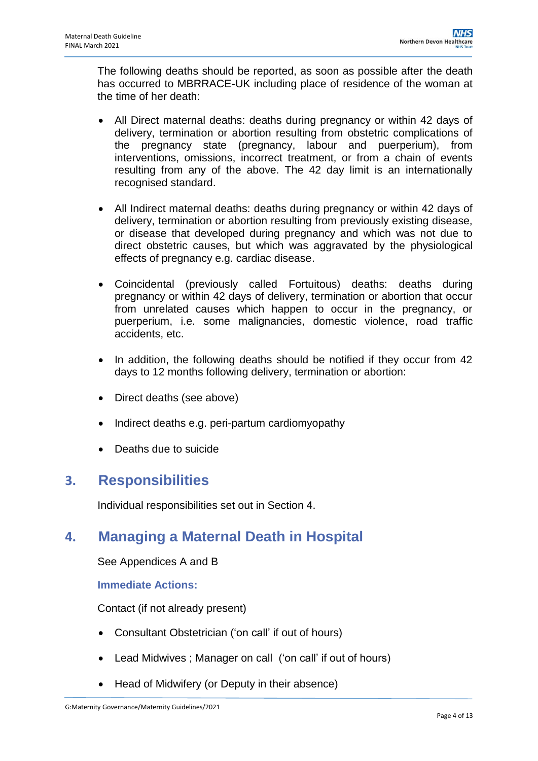The following deaths should be reported, as soon as possible after the death has occurred to MBRRACE-UK including place of residence of the woman at the time of her death:

- All Direct maternal deaths: deaths during pregnancy or within 42 days of delivery, termination or abortion resulting from obstetric complications of the pregnancy state (pregnancy, labour and puerperium), from interventions, omissions, incorrect treatment, or from a chain of events resulting from any of the above. The 42 day limit is an internationally recognised standard.

- All Indirect maternal deaths: deaths during pregnancy or within 42 days of delivery, termination or abortion resulting from previously existing disease, or disease that developed during pregnancy and which was not due to direct obstetric causes, but which was aggravated by the physiological effects of pregnancy e.g. cardiac disease.

- Coincidental (previously called Fortuitous) deaths: deaths during pregnancy or within 42 days of delivery, termination or abortion that occur from unrelated causes which happen to occur in the pregnancy, or puerperium, i.e. some malignancies, domestic violence, road traffic accidents, etc.

- In addition, the following deaths should be notified if they occur from 42 days to 12 months following delivery, termination or abortion:

- Direct deaths (see above)

- Indirect deaths e.g. peri-partum cardiomyopathy

- Deaths due to suicide

## 3. Responsibilities

Individual responsibilities set out in Section 4.

## 4. Managing a Maternal Death in Hospital

See Appendices A and B

### Immediate Actions:

Contact (if not already present)

- Consultant Obstetrician ('on call' if out of hours)

- Lead Midwives ; Manager on call ('on call' if out of hours)

- Head of Midwifery (or Deputy in their absence)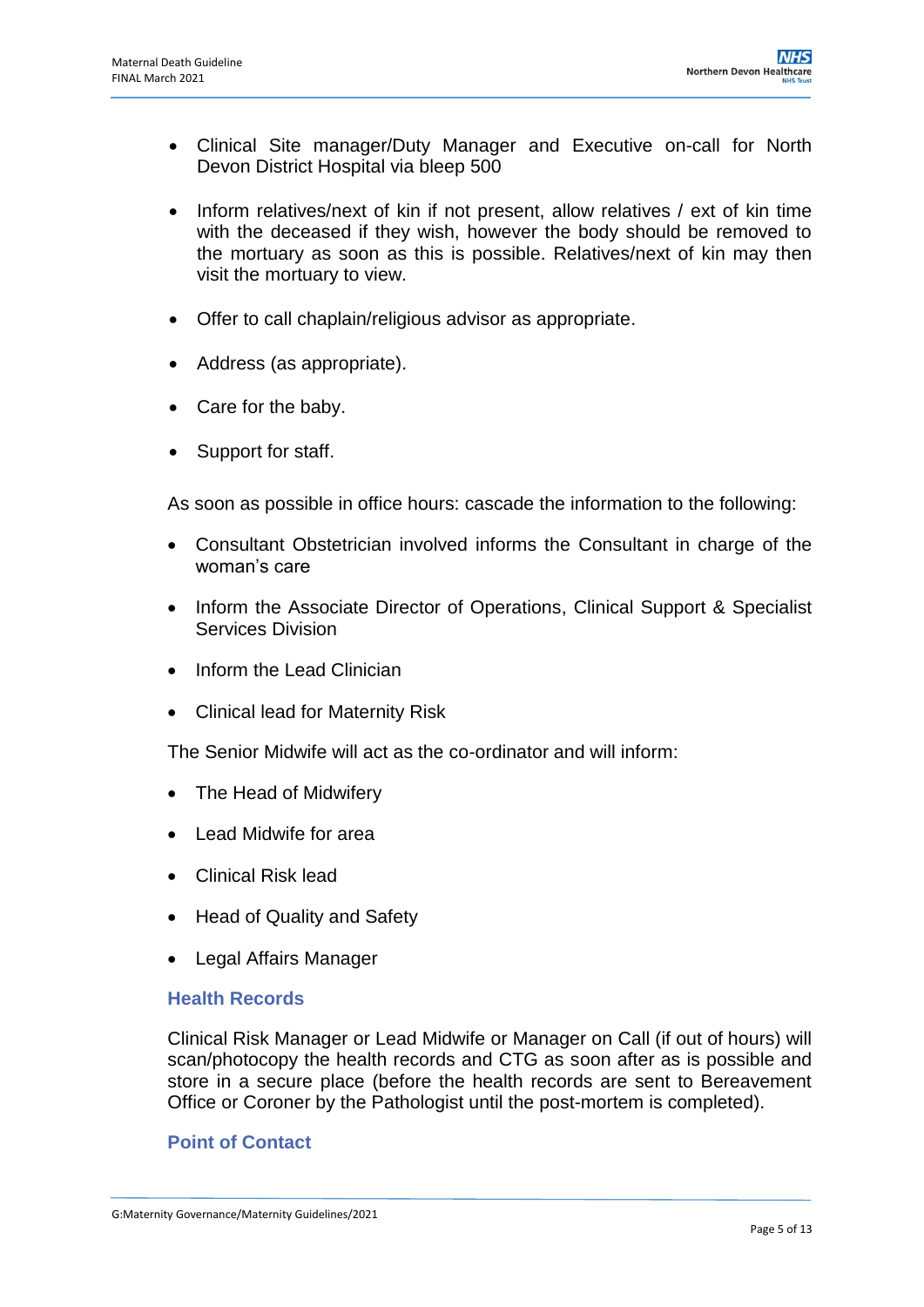- Clinical Site manager/Duty Manager and Executive on-call for North Devon District Hospital via bleep 500

- Inform relatives/next of kin if not present, allow relatives / ext of kin time with the deceased if they wish, however the body should be removed to the mortuary as soon as this is possible. Relatives/next of kin may then visit the mortuary to view.

- Offer to call chaplain/religious advisor as appropriate.

- Address (as appropriate).

- Care for the baby.

- Support for staff.

As soon as possible in office hours: cascade the information to the following:

- Consultant Obstetrician involved informs the Consultant in charge of the woman's care
- Inform the Associate Director of Operations, Clinical Support & Specialist Services Division
- Inform the Lead Clinician
- Clinical lead for Maternity Risk

The Senior Midwife will act as the co-ordinator and will inform:

- The Head of Midwifery
- Lead Midwife for area
- Clinical Risk lead
- Head of Quality and Safety
- Legal Affairs Manager

### Health Records

Clinical Risk Manager or Lead Midwife or Manager on Call (if out of hours) will scan/photocopy the health records and CTG as soon after as is possible and store in a secure place (before the health records are sent to Bereavement Office or Coroner by the Pathologist until the post-mortem is completed).

### Point of Contact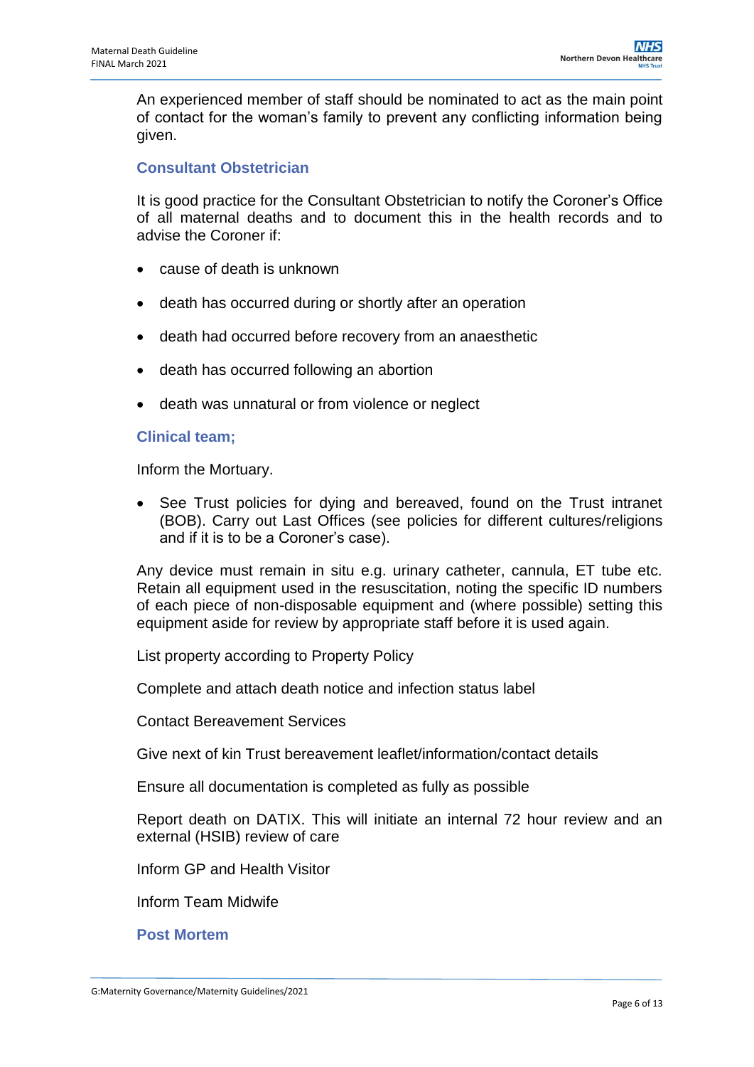An experienced member of staff should be nominated to act as the main point of contact for the woman's family to prevent any conflicting information being given.

### Consultant Obstetrician

It is good practice for the Consultant Obstetrician to notify the Coroner's Office of all maternal deaths and to document this in the health records and to advise the Coroner if:

- cause of death is unknown
- death has occurred during or shortly after an operation
- death had occurred before recovery from an anaesthetic
- death has occurred following an abortion
- death was unnatural or from violence or neglect

### Clinical team;

Inform the Mortuary.

- See Trust policies for dying and bereaved, found on the Trust intranet (BOB). Carry out Last Offices (see policies for different cultures/religions and if it is to be a Coroner's case).

Any device must remain in situ e.g. urinary catheter, cannula, ET tube etc. Retain all equipment used in the resuscitation, noting the specific ID numbers of each piece of non-disposable equipment and (where possible) setting this equipment aside for review by appropriate staff before it is used again.

List property according to Property Policy

Complete and attach death notice and infection status label

Contact Bereavement Services

Give next of kin Trust bereavement leaflet/information/contact details

Ensure all documentation is completed as fully as possible

Report death on DATIX. This will initiate an internal 72 hour review and an external (HSIB) review of care

Inform GP and Health Visitor

Inform Team Midwife

### Post Mortem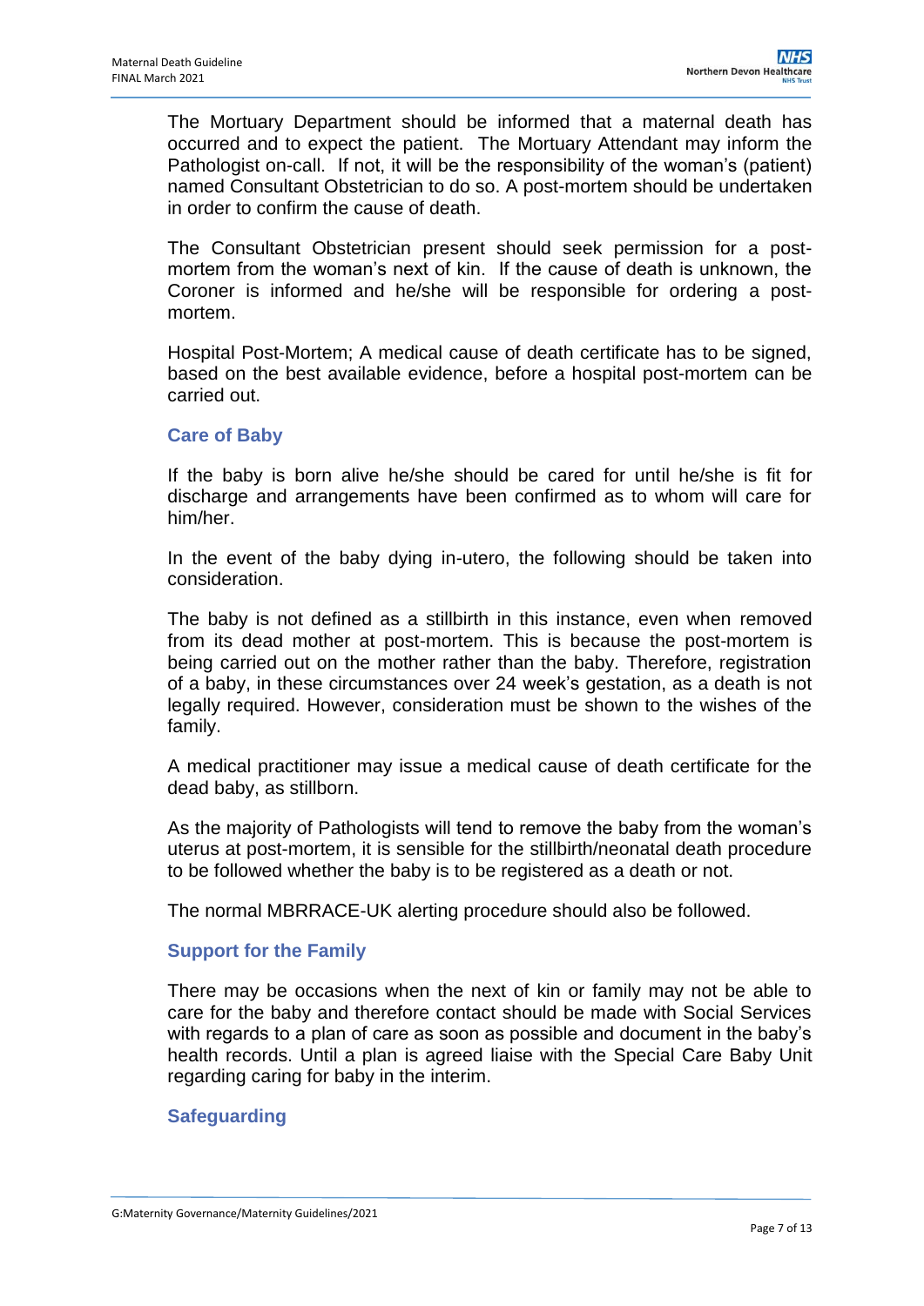The Mortuary Department should be informed that a maternal death has occurred and to expect the patient. The Mortuary Attendant may inform the Pathologist on-call. If not, it will be the responsibility of the woman's (patient) named Consultant Obstetrician to do so. A post-mortem should be undertaken in order to confirm the cause of death.

The Consultant Obstetrician present should seek permission for a post-mortem from the woman's next of kin. If the cause of death is unknown, the Coroner is informed and he/she will be responsible for ordering a post-mortem.

Hospital Post-Mortem; A medical cause of death certificate has to be signed, based on the best available evidence, before a hospital post-mortem can be carried out.

### Care of Baby

If the baby is born alive he/she should be cared for until he/she is fit for discharge and arrangements have been confirmed as to whom will care for him/her.

In the event of the baby dying in-utero, the following should be taken into consideration.

The baby is not defined as a stillbirth in this instance, even when removed from its dead mother at post-mortem. This is because the post-mortem is being carried out on the mother rather than the baby. Therefore, registration of a baby, in these circumstances over 24 week's gestation, as a death is not legally required. However, consideration must be shown to the wishes of the family.

A medical practitioner may issue a medical cause of death certificate for the dead baby, as stillborn.

As the majority of Pathologists will tend to remove the baby from the woman's uterus at post-mortem, it is sensible for the stillbirth/neonatal death procedure to be followed whether the baby is to be registered as a death or not.

The normal MBRRACE-UK alerting procedure should also be followed.

### Support for the Family

There may be occasions when the next of kin or family may not be able to care for the baby and therefore contact should be made with Social Services with regards to a plan of care as soon as possible and document in the baby's health records. Until a plan is agreed liaise with the Special Care Baby Unit regarding caring for baby in the interim.

### Safeguarding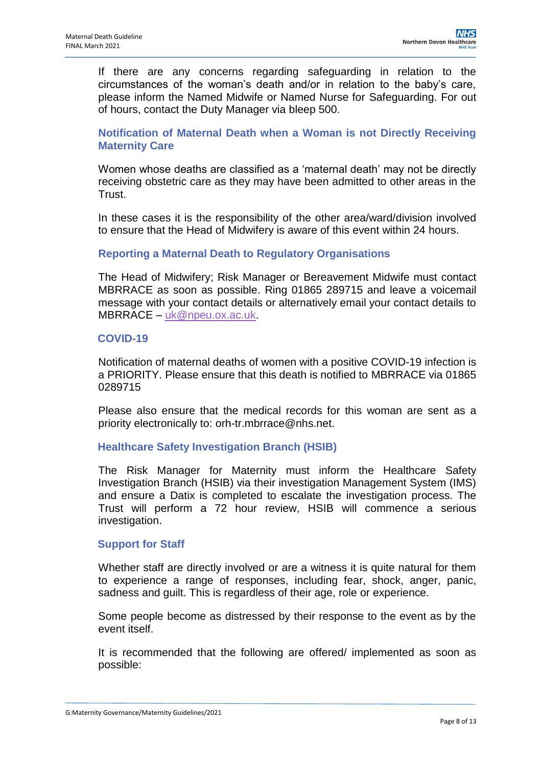If there are any concerns regarding safeguarding in relation to the circumstances of the woman's death and/or in relation to the baby's care, please inform the Named Midwife or Named Nurse for Safeguarding. For out of hours, contact the Duty Manager via bleep 500.

### Notification of Maternal Death when a Woman is not Directly Receiving Maternity Care

Women whose deaths are classified as a 'maternal death' may not be directly receiving obstetric care as they may have been admitted to other areas in the Trust.

In these cases it is the responsibility of the other area/ward/division involved to ensure that the Head of Midwifery is aware of this event within 24 hours.

### Reporting a Maternal Death to Regulatory Organisations

The Head of Midwifery; Risk Manager or Bereavement Midwife must contact MBRRACE as soon as possible. Ring 01865 289715 and leave a voicemail message with your contact details or alternatively email your contact details to MBRRACE – uk@npeu.ox.ac.uk.

### COVID-19

Notification of maternal deaths of women with a positive COVID-19 infection is a PRIORITY. Please ensure that this death is notified to MBRRACE via 01865 0289715

Please also ensure that the medical records for this woman are sent as a priority electronically to: orh-tr.mbrrace@nhs.net.

### Healthcare Safety Investigation Branch (HSIB)

The Risk Manager for Maternity must inform the Healthcare Safety Investigation Branch (HSIB) via their investigation Management System (IMS) and ensure a Datix is completed to escalate the investigation process. The Trust will perform a 72 hour review, HSIB will commence a serious investigation.

### Support for Staff

Whether staff are directly involved or are a witness it is quite natural for them to experience a range of responses, including fear, shock, anger, panic, sadness and guilt. This is regardless of their age, role or experience.

Some people become as distressed by their response to the event as by the event itself.

It is recommended that the following are offered/ implemented as soon as possible: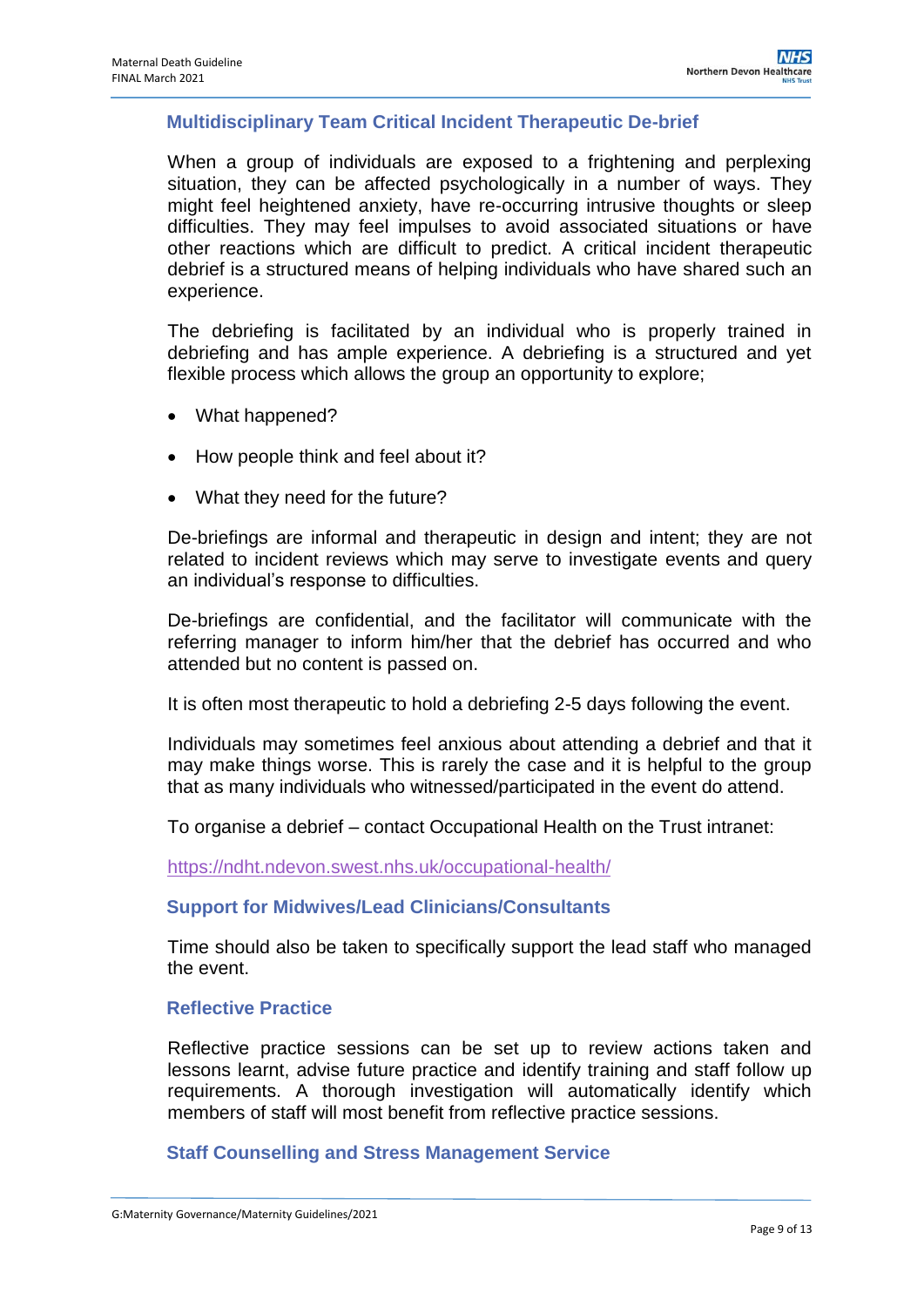## Multidisciplinary Team Critical Incident Therapeutic De-brief

When a group of individuals are exposed to a frightening and perplexing situation, they can be affected psychologically in a number of ways. They might feel heightened anxiety, have re-occurring intrusive thoughts or sleep difficulties. They may feel impulses to avoid associated situations or have other reactions which are difficult to predict. A critical incident therapeutic debrief is a structured means of helping individuals who have shared such an experience.

The debriefing is facilitated by an individual who is properly trained in debriefing and has ample experience. A debriefing is a structured and yet flexible process which allows the group an opportunity to explore;

- What happened?
- How people think and feel about it?
- What they need for the future?

De-briefings are informal and therapeutic in design and intent; they are not related to incident reviews which may serve to investigate events and query an individual's response to difficulties.

De-briefings are confidential, and the facilitator will communicate with the referring manager to inform him/her that the debrief has occurred and who attended but no content is passed on.

It is often most therapeutic to hold a debriefing 2-5 days following the event.

Individuals may sometimes feel anxious about attending a debrief and that it may make things worse. This is rarely the case and it is helpful to the group that as many individuals who witnessed/participated in the event do attend.

To organise a debrief – contact Occupational Health on the Trust intranet:

https://ndht.ndevon.swest.nhs.uk/occupational-health/

## Support for Midwives/Lead Clinicians/Consultants

Time should also be taken to specifically support the lead staff who managed the event.

## Reflective Practice

Reflective practice sessions can be set up to review actions taken and lessons learnt, advise future practice and identify training and staff follow up requirements. A thorough investigation will automatically identify which members of staff will most benefit from reflective practice sessions.

## Staff Counselling and Stress Management Service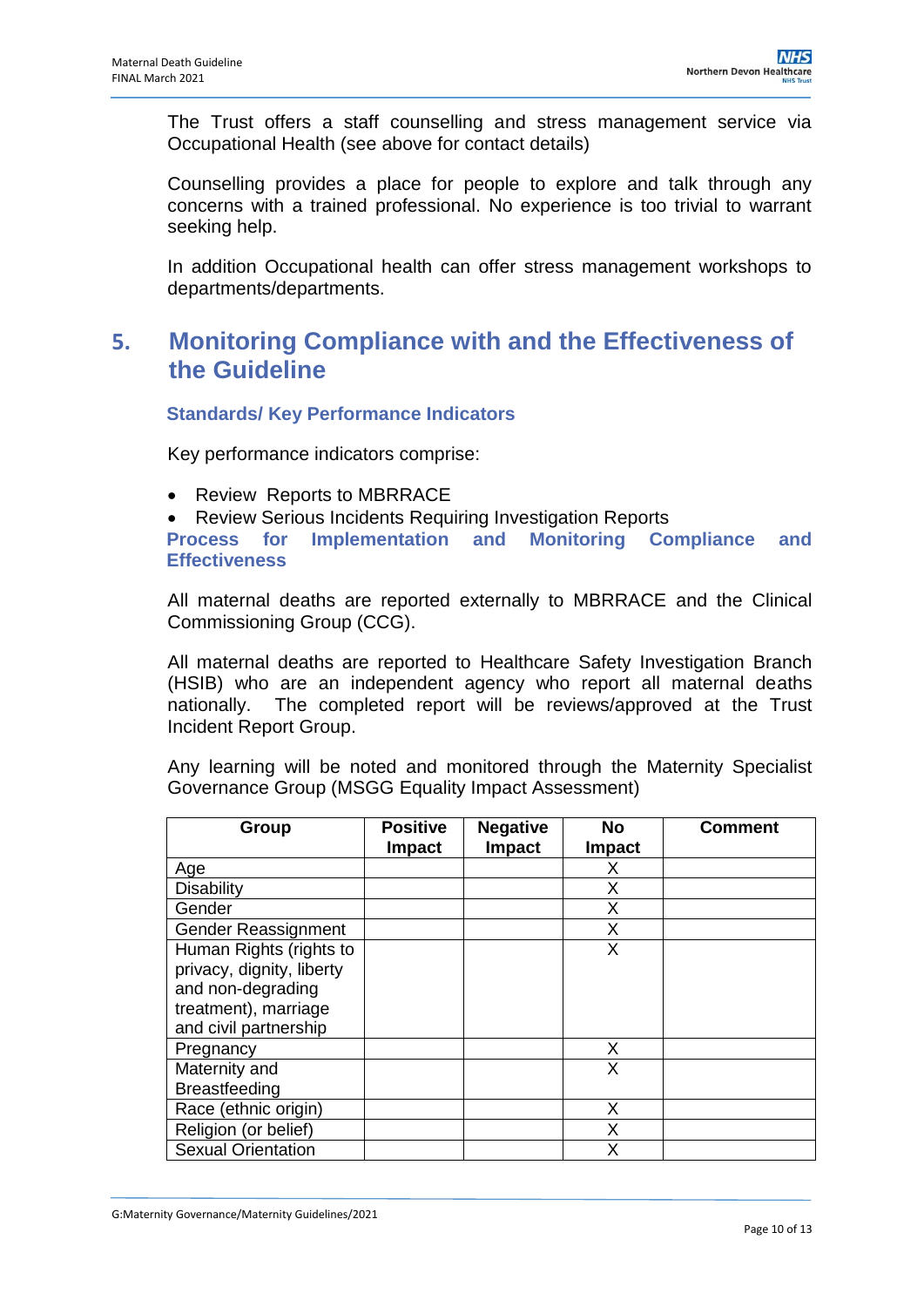The Trust offers a staff counselling and stress management service via Occupational Health (see above for contact details)

Counselling provides a place for people to explore and talk through any concerns with a trained professional. No experience is too trivial to warrant seeking help.

In addition Occupational health can offer stress management workshops to departments/departments.

# 5. Monitoring Compliance with and the Effectiveness of the Guideline

### Standards/ Key Performance Indicators

Key performance indicators comprise:

- Review Reports to MBRRACE
- Review Serious Incidents Requiring Investigation Reports

### Process for Implementation and Monitoring Compliance and Effectiveness

All maternal deaths are reported externally to MBRRACE and the Clinical Commissioning Group (CCG).

All maternal deaths are reported to Healthcare Safety Investigation Branch (HSIB) who are an independent agency who report all maternal deaths nationally. The completed report will be reviews/approved at the Trust Incident Report Group.

Any learning will be noted and monitored through the Maternity Specialist Governance Group (MSGG Equality Impact Assessment)

| Group | Positive Impact | Negative Impact | No Impact | Comment |
|---|---|---|---|---|
| Age | | | X | |
| Disability | | | X | |
| Gender | | | X | |
| Gender Reassignment | | | X | |
| Human Rights (rights to privacy, dignity, liberty and non-degrading treatment), marriage and civil partnership | | | X | |
| Pregnancy | | | X | |
| Maternity and Breastfeeding | | | X | |
| Race (ethnic origin) | | | X | |
| Religion (or belief) | | | X | |
| Sexual Orientation | | | X | |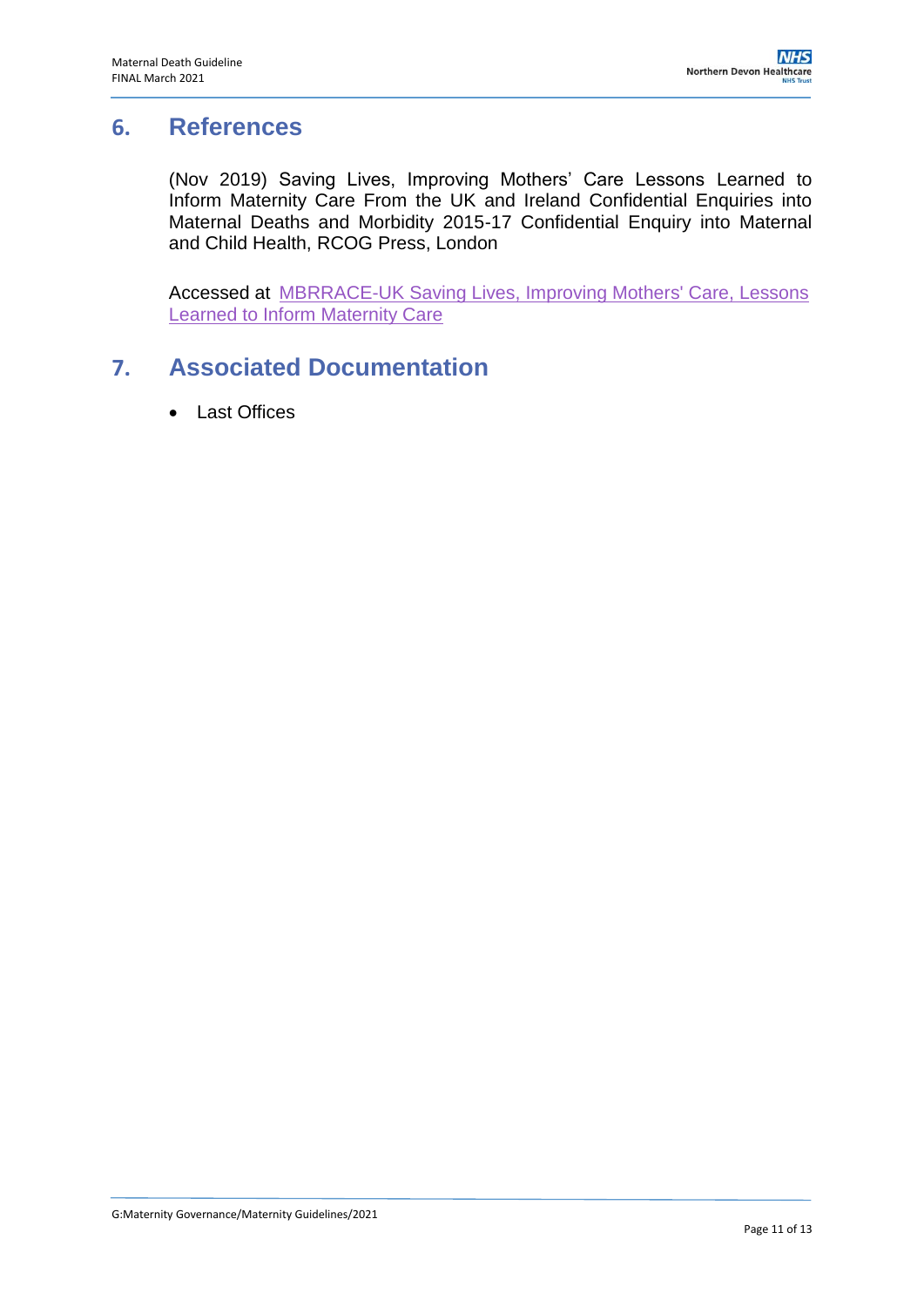## 6. References

(Nov 2019) Saving Lives, Improving Mothers' Care Lessons Learned to Inform Maternity Care From the UK and Ireland Confidential Enquiries into Maternal Deaths and Morbidity 2015-17 Confidential Enquiry into Maternal and Child Health, RCOG Press, London

Accessed at MBRRACE-UK Saving Lives, Improving Mothers' Care, Lessons Learned to Inform Maternity Care

## 7. Associated Documentation

- Last Offices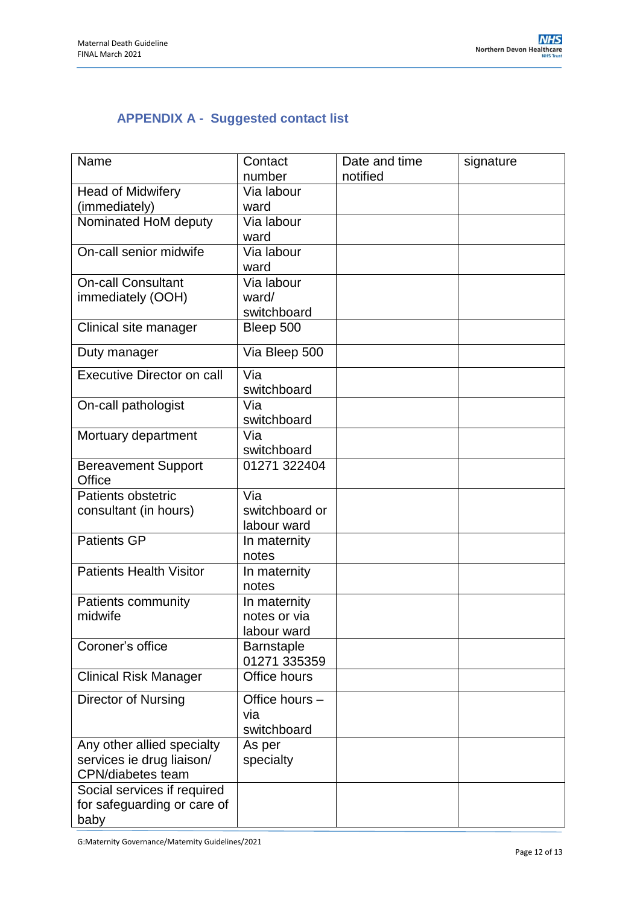## APPENDIX A - Suggested contact list

| Name | Contact number | Date and time notified | signature |
|---|---|---|---|
| Head of Midwifery (immediately) | Via labour ward | | |
| Nominated HoM deputy | Via labour ward | | |
| On-call senior midwife | Via labour ward | | |
| On-call Consultant immediately (OOH) | Via labour ward/ switchboard | | |
| Clinical site manager | Bleep 500 | | |
| Duty manager | Via Bleep 500 | | |
| Executive Director on call | Via switchboard | | |
| On-call pathologist | Via switchboard | | |
| Mortuary department | Via switchboard | | |
| Bereavement Support Office | 01271 322404 | | |
| Patients obstetric consultant (in hours) | Via switchboard or labour ward | | |
| Patients GP | In maternity notes | | |
| Patients Health Visitor | In maternity notes | | |
| Patients community midwife | In maternity notes or via labour ward | | |
| Coroner's office | Barnstaple 01271 335359 | | |
| Clinical Risk Manager | Office hours | | |
| Director of Nursing | Office hours – via switchboard | | |
| Any other allied specialty services ie drug liaison/ CPN/diabetes team | As per specialty | | |
| Social services if required for safeguarding or care of baby | | | |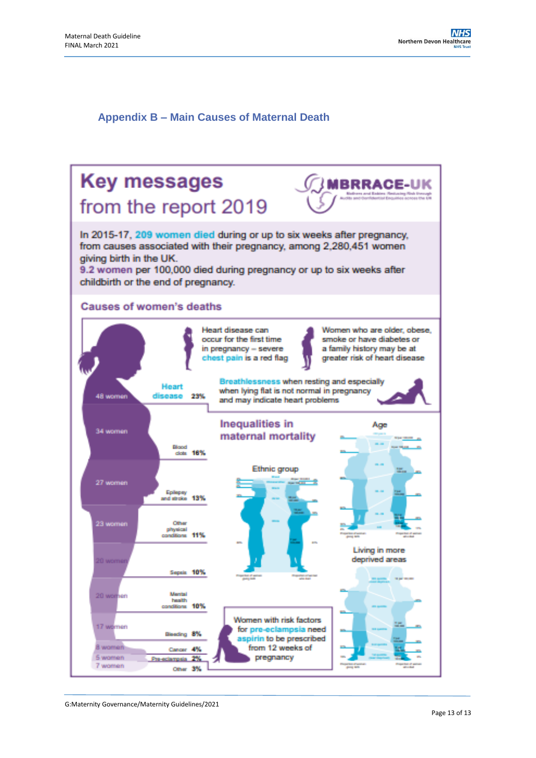## Appendix B – Main Causes of Maternal Death

# Key messages from the report 2019

MBRRACE-UK

In 2015-17, 209 women died during or up to six weeks after pregnancy, from causes associated with their pregnancy, among 2,280,451 women giving birth in the UK.

9.2 women per 100,000 died during pregnancy or up to six weeks after childbirth or the end of pregnancy.

### Causes of women's deaths

48 women Heart disease 23%

34 women Blood clots 16%

27 women Epilepsy and stroke 13%

23 women Other physical conditions 11%

20 women Sepsis 10%

20 women Mental health conditions 10%

17 women Bleeding 8%

8 women Cancer 4%

5 women Pre-eclampsia 2%

7 women Other 3%

Heart disease can occur for the first time in pregnancy – severe chest pain is a red flag

Women who are older, obese, smoke or have diabetes or a family history may be at greater risk of heart disease

Breathlessness when resting and especially when lying flat is not normal in pregnancy and may indicate heart problems

### Inequalities in maternal mortality

Ethnic group

Age

Living in more deprived areas

Women with risk factors for pre-eclampsia need aspirin to be prescribed from 12 weeks of pregnancy